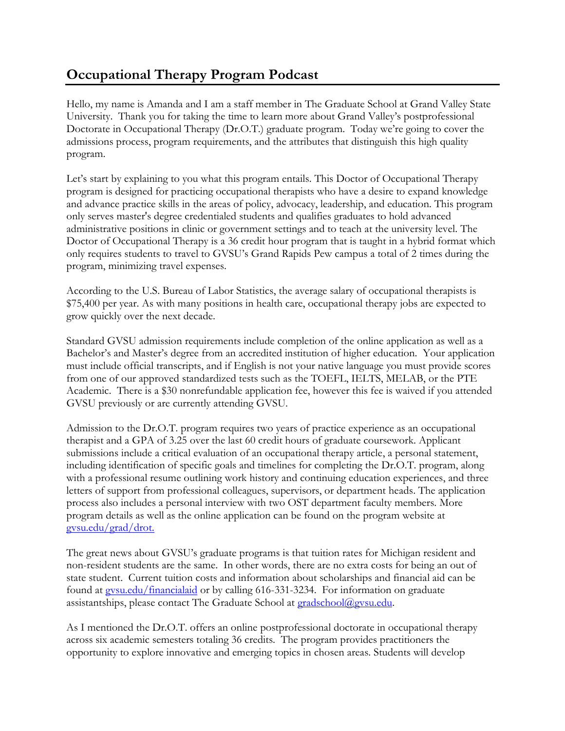# Occupational Therapy Program Podcast

Hello, my name is Amanda and I am a staff member in The Graduate School at Grand Valley State University. Thank you for taking the time to learn more about Grand Valley's postprofessional Doctorate in Occupational Therapy (Dr.O.T.) graduate program. Today we're going to cover the admissions process, program requirements, and the attributes that distinguish this high quality program.

Let's start by explaining to you what this program entails. This Doctor of Occupational Therapy program is designed for practicing occupational therapists who have a desire to expand knowledge and advance practice skills in the areas of policy, advocacy, leadership, and education. This program only serves master's degree credentialed students and qualifies graduates to hold advanced administrative positions in clinic or government settings and to teach at the university level. The Doctor of Occupational Therapy is a 36 credit hour program that is taught in a hybrid format which only requires students to travel to GVSU's Grand Rapids Pew campus a total of 2 times during the program, minimizing travel expenses.

According to the U.S. Bureau of Labor Statistics, the average salary of occupational therapists is $75,400 per year. As with many positions in health care, occupational therapy jobs are expected to grow quickly over the next decade.

Standard GVSU admission requirements include completion of the online application as well as a Bachelor's and Master's degree from an accredited institution of higher education. Your application must include official transcripts, and if English is not your native language you must provide scores from one of our approved standardized tests such as the TOEFL, IELTS, MELAB, or the PTE Academic. There is a $30 nonrefundable application fee, however this fee is waived if you attended GVSU previously or are currently attending GVSU.

Admission to the Dr.O.T. program requires two years of practice experience as an occupational therapist and a GPA of 3.25 over the last 60 credit hours of graduate coursework. Applicant submissions include a critical evaluation of an occupational therapy article, a personal statement, including identification of specific goals and timelines for completing the Dr.O.T. program, along with a professional resume outlining work history and continuing education experiences, and three letters of support from professional colleagues, supervisors, or department heads. The application process also includes a personal interview with two OST department faculty members. More program details as well as the online application can be found on the program website at [gvsu.edu/grad/drot.](gvsu.edu/grad/drot.)

The great news about GVSU's graduate programs is that tuition rates for Michigan resident and non-resident students are the same. In other words, there are no extra costs for being an out of state student. Current tuition costs and information about scholarships and financial aid can be found at [gvsu.edu/financialaid](gvsu.edu/financialaid) or by calling 616-331-3234. For information on graduate assistantships, please contact The Graduate School at [gradschool@gvsu.edu](mailto:gradschool@gvsu.edu).

As I mentioned the Dr.O.T. offers an online postprofessional doctorate in occupational therapy across six academic semesters totaling 36 credits. The program provides practitioners the opportunity to explore innovative and emerging topics in chosen areas. Students will develop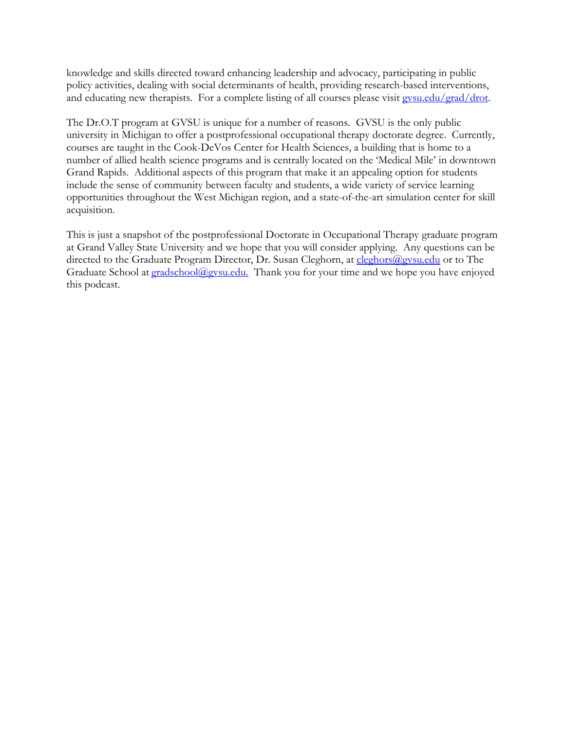knowledge and skills directed toward enhancing leadership and advocacy, participating in public policy activities, dealing with social determinants of health, providing research-based interventions, and educating new therapists. For a complete listing of all courses please visit gvsu.edu/grad/drot.

The Dr.O.T program at GVSU is unique for a number of reasons. GVSU is the only public university in Michigan to offer a postprofessional occupational therapy doctorate degree. Currently, courses are taught in the Cook-DeVos Center for Health Sciences, a building that is home to a number of allied health science programs and is centrally located on the 'Medical Mile' in downtown Grand Rapids. Additional aspects of this program that make it an appealing option for students include the sense of community between faculty and students, a wide variety of service learning opportunities throughout the West Michigan region, and a state-of-the-art simulation center for skill acquisition.

This is just a snapshot of the postprofessional Doctorate in Occupational Therapy graduate program at Grand Valley State University and we hope that you will consider applying. Any questions can be directed to the Graduate Program Director, Dr. Susan Cleghorn, at cleghors@gvsu.edu or to The Graduate School at gradschool@gvsu.edu. Thank you for your time and we hope you have enjoyed this podcast.